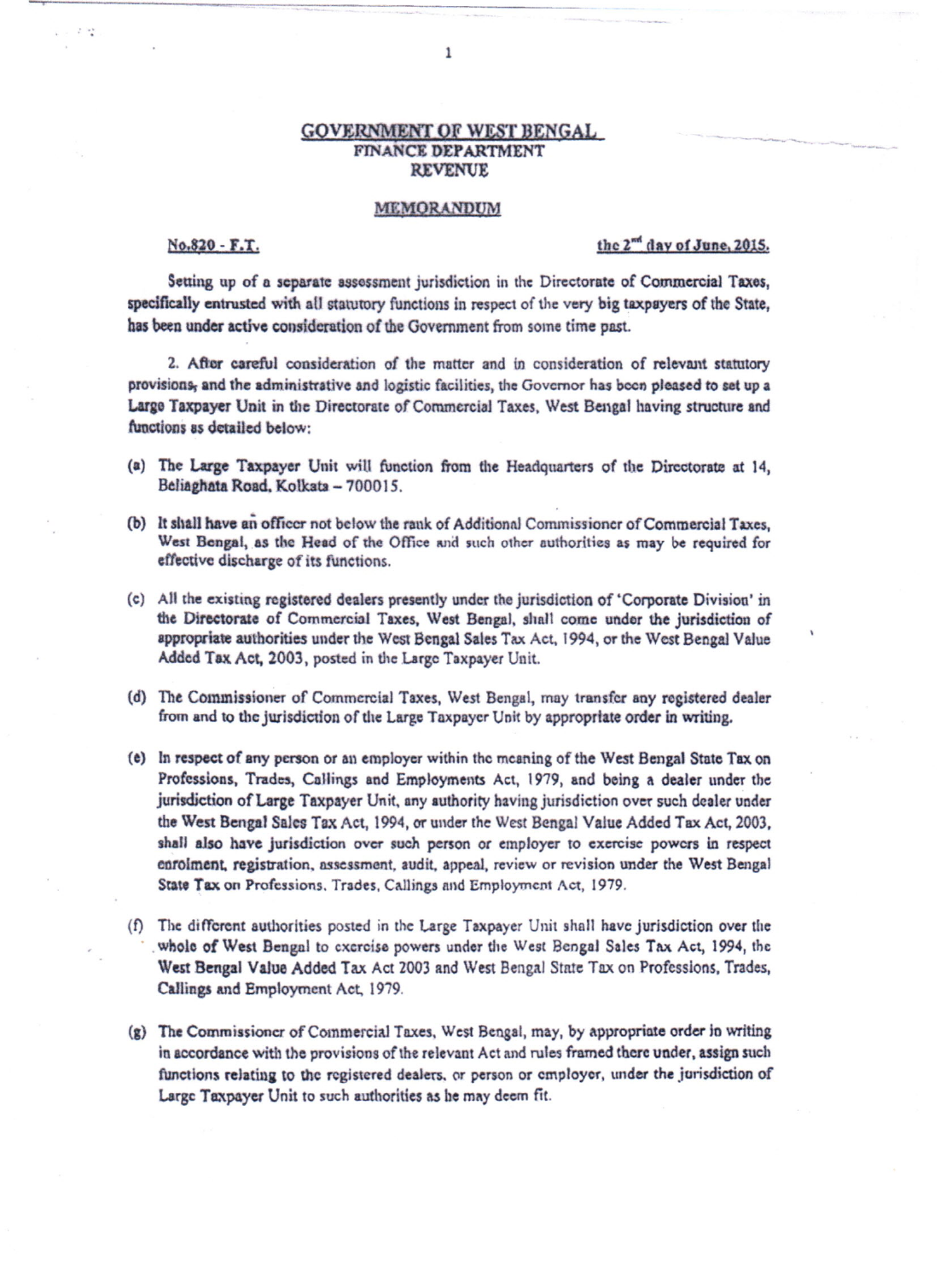# GOVERNMENT OF WEST BENGAL
## FINANCE DEPARTMENT
## REVENUE

### MEMORANDUM

No.820 - F.T. the 2[nd] day of June, 2015.

Setting up of a separate assessment jurisdiction in the Directorate of Commercial Taxes, specifically entrusted with all statutory functions in respect of the very big taxpayers of the State, has been under active consideration of the Government from some time past.

2. After careful consideration of the matter and in consideration of relevant statutory provisions, and the administrative and logistic facilities, the Governor has been pleased to set up a Large Taxpayer Unit in the Directorate of Commercial Taxes, West Bengal having structure and functions as detailed below:

(a) The Large Taxpayer Unit will function from the Headquarters of the Directorate at 14, Beliaghata Road, Kolkata – 700015.

(b) It shall have an officer not below the rank of Additional Commissioner of Commercial Taxes, West Bengal, as the Head of the Office and such other authorities as may be required for effective discharge of its functions.

(c) All the existing registered dealers presently under the jurisdiction of 'Corporate Division' in the Directorate of Commercial Taxes, West Bengal, shall come under the jurisdiction of appropriate authorities under the West Bengal Sales Tax Act, 1994, or the West Bengal Value Added Tax Act, 2003, posted in the Large Taxpayer Unit.

(d) The Commissioner of Commercial Taxes, West Bengal, may transfer any registered dealer from and to the jurisdiction of the Large Taxpayer Unit by appropriate order in writing.

(e) In respect of any person or an employer within the meaning of the West Bengal State Tax on Professions, Trades, Callings and Employments Act, 1979, and being a dealer under the jurisdiction of Large Taxpayer Unit, any authority having jurisdiction over such dealer under the West Bengal Sales Tax Act, 1994, or under the West Bengal Value Added Tax Act, 2003, shall also have jurisdiction over such person or employer to exercise powers in respect enrolment, registration, assessment, audit, appeal, review or revision under the West Bengal State Tax on Professions, Trades, Callings and Employment Act, 1979.

(f) The different authorities posted in the Large Taxpayer Unit shall have jurisdiction over the whole of West Bengal to exercise powers under the West Bengal Sales Tax Act, 1994, the West Bengal Value Added Tax Act 2003 and West Bengal State Tax on Professions, Trades, Callings and Employment Act, 1979.

(g) The Commissioner of Commercial Taxes, West Bengal, may, by appropriate order in writing in accordance with the provisions of the relevant Act and rules framed there under, assign such functions relating to the registered dealers, or person or employer, under the jurisdiction of Large Taxpayer Unit to such authorities as he may deem fit.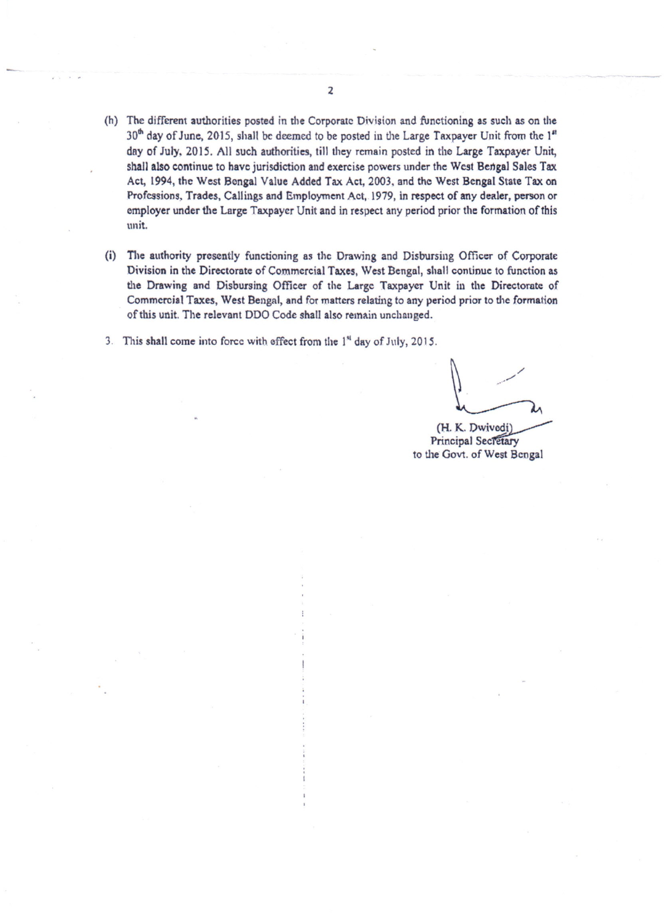(h) The different authorities posted in the Corporate Division and functioning as such as on the 30th day of June, 2015, shall be deemed to be posted in the Large Taxpayer Unit from the 1st day of July, 2015. All such authorities, till they remain posted in the Large Taxpayer Unit, shall also continue to have jurisdiction and exercise powers under the West Bengal Sales Tax Act, 1994, the West Bengal Value Added Tax Act, 2003, and the West Bengal State Tax on Professions, Trades, Callings and Employment Act, 1979, in respect of any dealer, person or employer under the Large Taxpayer Unit and in respect any period prior the formation of this unit.

(i) The authority presently functioning as the Drawing and Disbursing Officer of Corporate Division in the Directorate of Commercial Taxes, West Bengal, shall continue to function as the Drawing and Disbursing Officer of the Large Taxpayer Unit in the Directorate of Commercial Taxes, West Bengal, and for matters relating to any period prior to the formation of this unit. The relevant DDO Code shall also remain unchanged.

3. This shall come into force with effect from the 1st day of July, 2015.

(H. K. Dwivedi)
Principal Secretary
to the Govt. of West Bengal